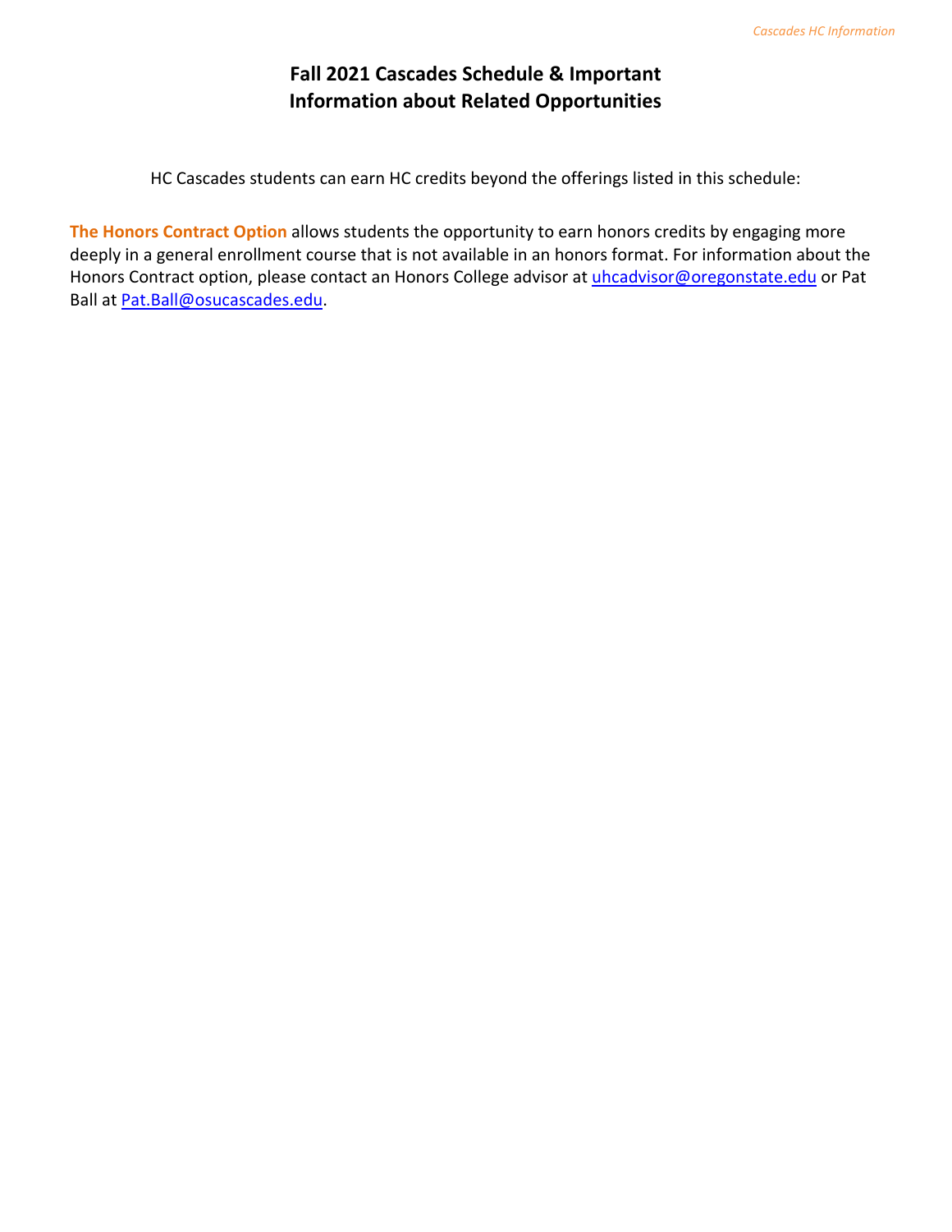# Fall 2021 Cascades Schedule & Important Information about Related Opportunities

HC Cascades students can earn HC credits beyond the offerings listed in this schedule:

**The Honors Contract Option** allows students the opportunity to earn honors credits by engaging more deeply in a general enrollment course that is not available in an honors format. For information about the Honors Contract option, please contact an Honors College advisor at uhcadvisor@oregonstate.edu or Pat Ball at Pat.Ball@osucascades.edu.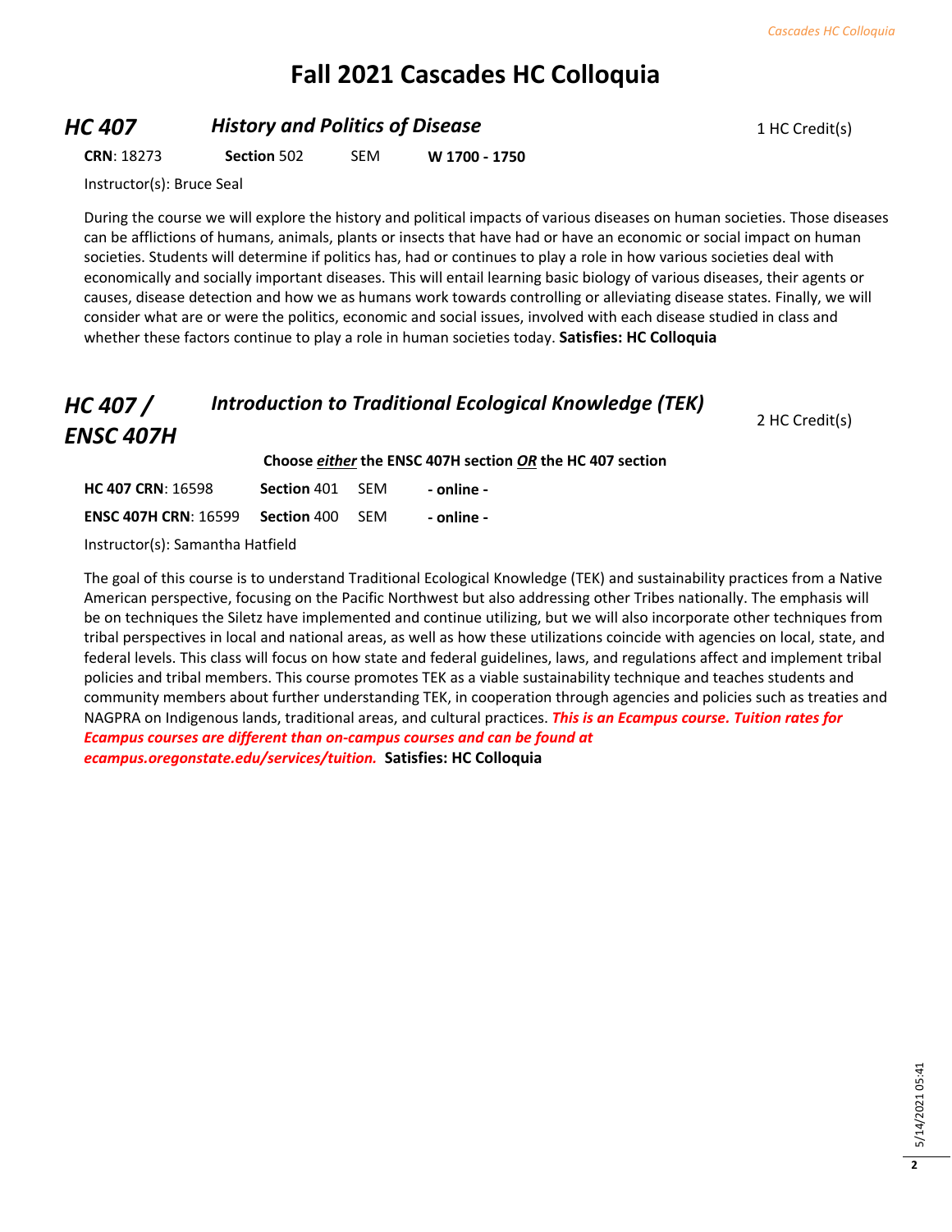# Fall 2021 Cascades HC Colloquia

## *HC 407* — *History and Politics of Disease*

1 HC Credit(s)

**CRN**: 18273 **Section** 502 SEM **W 1700 - 1750**

Instructor(s): Bruce Seal

During the course we will explore the history and political impacts of various diseases on human societies. Those diseases can be afflictions of humans, animals, plants or insects that have had or have an economic or social impact on human societies. Students will determine if politics has, had or continues to play a role in how various societies deal with economically and socially important diseases. This will entail learning basic biology of various diseases, their agents or causes, disease detection and how we as humans work towards controlling or alleviating disease states. Finally, we will consider what are or were the politics, economic and social issues, involved with each disease studied in class and whether these factors continue to play a role in human societies today. **Satisfies: HC Colloquia**

## *HC 407 / ENSC 407H* — *Introduction to Traditional Ecological Knowledge (TEK)*

2 HC Credit(s)

**Choose *either* the ENSC 407H section *OR* the HC 407 section**

| | | | |
|---|---|---|---|
| **HC 407 CRN**: 16598 | **Section** 401 | SEM | **- online -** |
| **ENSC 407H CRN**: 16599 | **Section** 400 | SEM | **- online -** |

Instructor(s): Samantha Hatfield

The goal of this course is to understand Traditional Ecological Knowledge (TEK) and sustainability practices from a Native American perspective, focusing on the Pacific Northwest but also addressing other Tribes nationally. The emphasis will be on techniques the Siletz have implemented and continue utilizing, but we will also incorporate other techniques from tribal perspectives in local and national areas, as well as how these utilizations coincide with agencies on local, state, and federal levels. This class will focus on how state and federal guidelines, laws, and regulations affect and implement tribal policies and tribal members. This course promotes TEK as a viable sustainability technique and teaches students and community members about further understanding TEK, in cooperation through agencies and policies such as treaties and NAGPRA on Indigenous lands, traditional areas, and cultural practices. ***This is an Ecampus course. Tuition rates for Ecampus courses are different than on-campus courses and can be found at ecampus.oregonstate.edu/services/tuition.*** **Satisfies: HC Colloquia**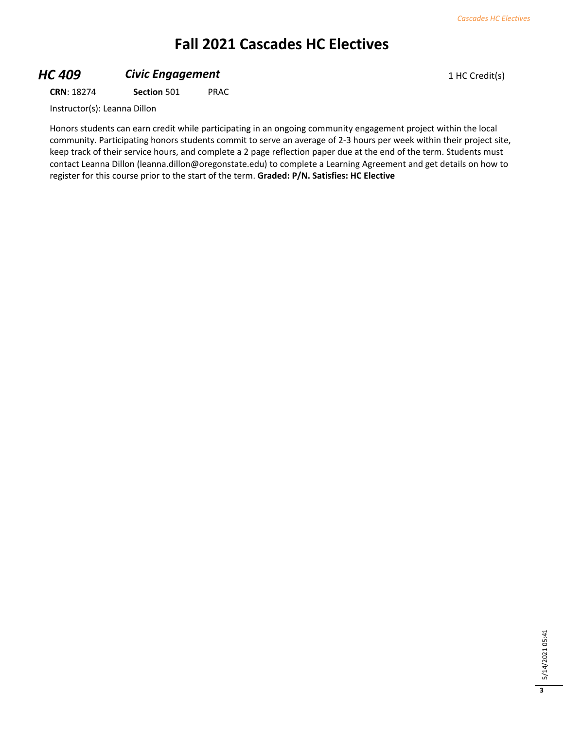# Fall 2021 Cascades HC Electives

## *HC 409* *Civic Engagement*

1 HC Credit(s)

**CRN**: 18274 **Section** 501 PRAC

Instructor(s): Leanna Dillon

Honors students can earn credit while participating in an ongoing community engagement project within the local community. Participating honors students commit to serve an average of 2-3 hours per week within their project site, keep track of their service hours, and complete a 2 page reflection paper due at the end of the term. Students must contact Leanna Dillon (leanna.dillon@oregonstate.edu) to complete a Learning Agreement and get details on how to register for this course prior to the start of the term. **Graded: P/N. Satisfies: HC Elective**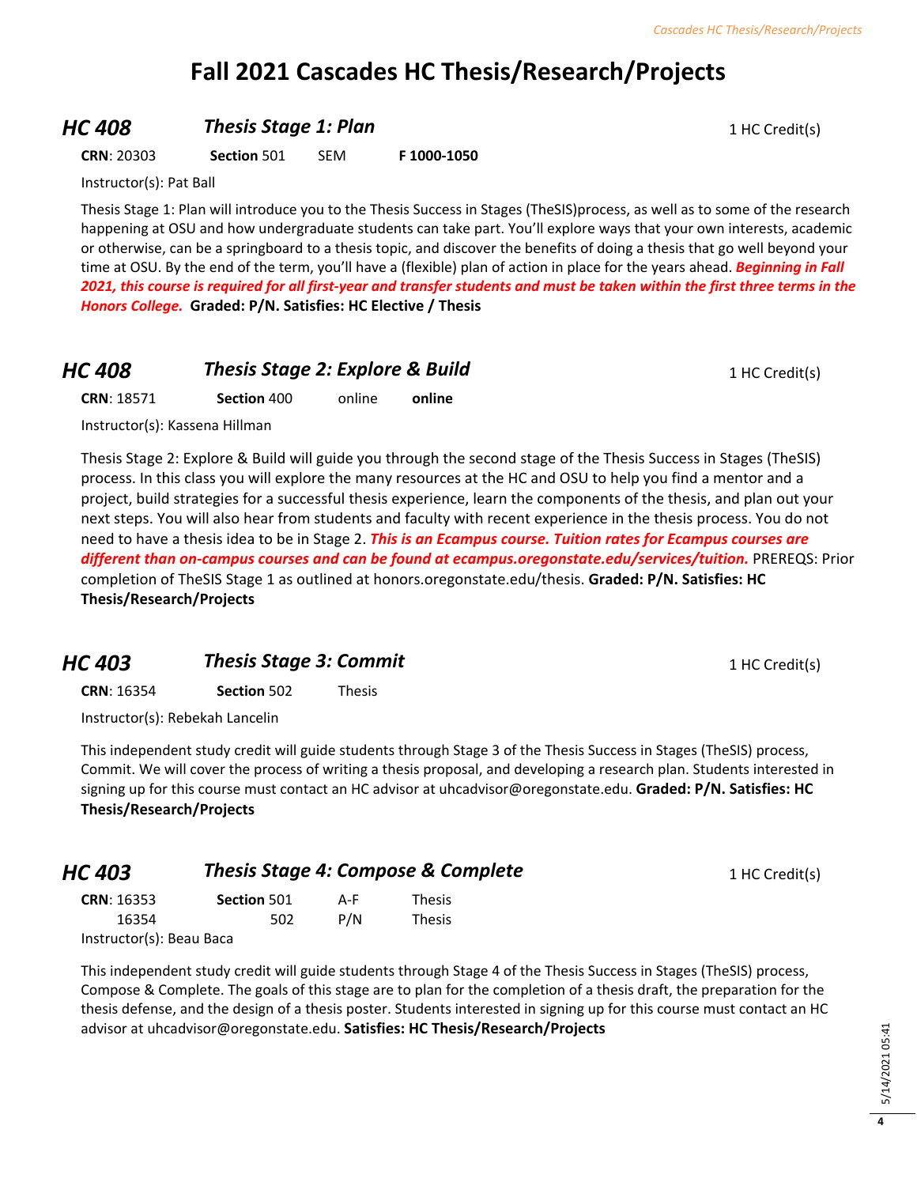# Fall 2021 Cascades HC Thesis/Research/Projects

## HC 408 — *Thesis Stage 1: Plan* — 1 HC Credit(s)

**CRN**: 20303 **Section** 501 SEM **F 1000-1050**

Instructor(s): Pat Ball

Thesis Stage 1: Plan will introduce you to the Thesis Success in Stages (TheSIS)process, as well as to some of the research happening at OSU and how undergraduate students can take part. You'll explore ways that your own interests, academic or otherwise, can be a springboard to a thesis topic, and discover the benefits of doing a thesis that go well beyond your time at OSU. By the end of the term, you'll have a (flexible) plan of action in place for the years ahead. ***Beginning in Fall 2021, this course is required for all first-year and transfer students and must be taken within the first three terms in the Honors College.*** **Graded: P/N. Satisfies: HC Elective / Thesis**

## HC 408 — *Thesis Stage 2: Explore & Build* — 1 HC Credit(s)

**CRN**: 18571 **Section** 400 online **online**

Instructor(s): Kassena Hillman

Thesis Stage 2: Explore & Build will guide you through the second stage of the Thesis Success in Stages (TheSIS) process. In this class you will explore the many resources at the HC and OSU to help you find a mentor and a project, build strategies for a successful thesis experience, learn the components of the thesis, and plan out your next steps. You will also hear from students and faculty with recent experience in the thesis process. You do not need to have a thesis idea to be in Stage 2. ***This is an Ecampus course. Tuition rates for Ecampus courses are different than on-campus courses and can be found at ecampus.oregonstate.edu/services/tuition.*** PREREQS: Prior completion of TheSIS Stage 1 as outlined at honors.oregonstate.edu/thesis. **Graded: P/N. Satisfies: HC Thesis/Research/Projects**

## HC 403 — *Thesis Stage 3: Commit* — 1 HC Credit(s)

**CRN**: 16354 **Section** 502 Thesis

Instructor(s): Rebekah Lancelin

This independent study credit will guide students through Stage 3 of the Thesis Success in Stages (TheSIS) process, Commit. We will cover the process of writing a thesis proposal, and developing a research plan. Students interested in signing up for this course must contact an HC advisor at uhcadvisor@oregonstate.edu. **Graded: P/N. Satisfies: HC Thesis/Research/Projects**

## HC 403 — *Thesis Stage 4: Compose & Complete* — 1 HC Credit(s)

| CRN | Section | Grading | Type |
|---|---|---|---|
| 16353 | 501 | A-F | Thesis |
| 16354 | 502 | P/N | Thesis |

Instructor(s): Beau Baca

This independent study credit will guide students through Stage 4 of the Thesis Success in Stages (TheSIS) process, Compose & Complete. The goals of this stage are to plan for the completion of a thesis draft, the preparation for the thesis defense, and the design of a thesis poster. Students interested in signing up for this course must contact an HC advisor at uhcadvisor@oregonstate.edu. **Satisfies: HC Thesis/Research/Projects**